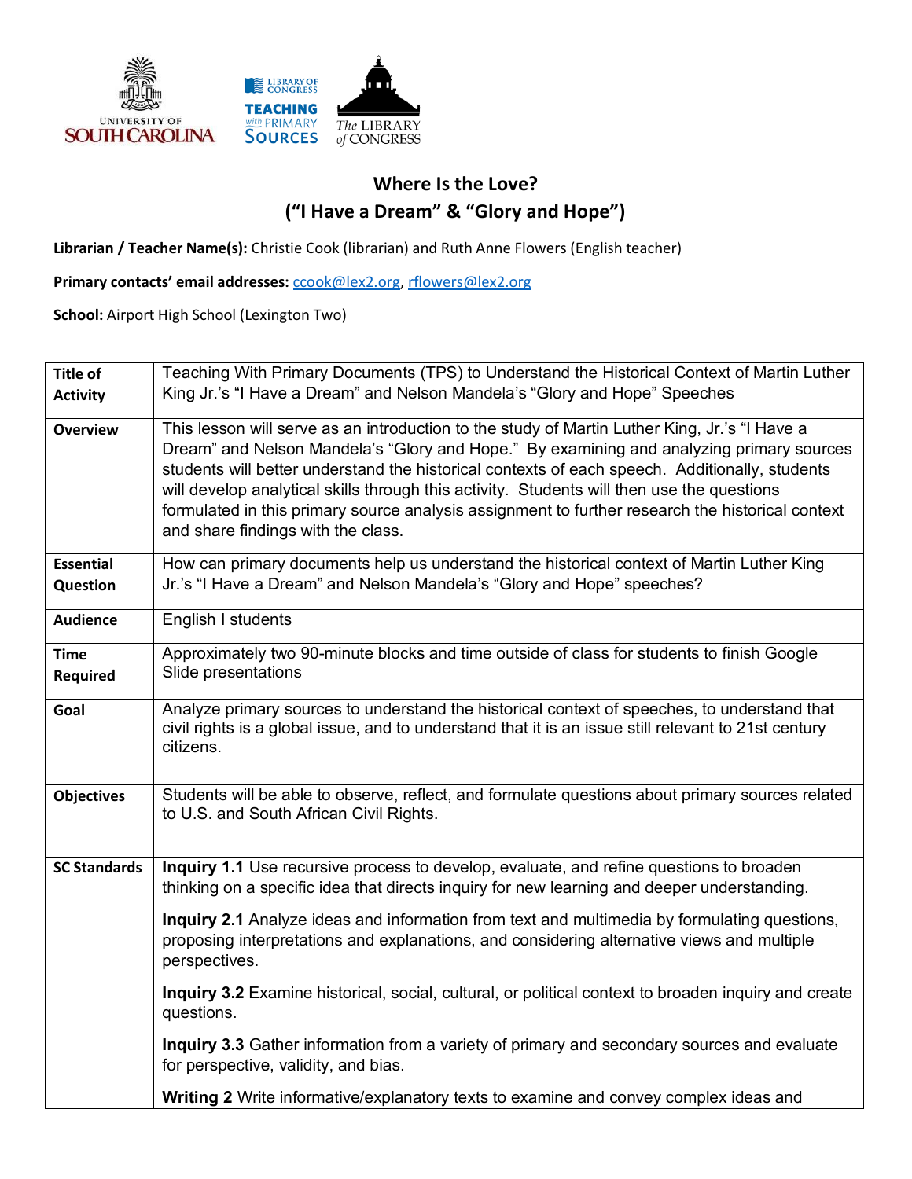# Where Is the Love?
## (“I Have a Dream” & “Glory and Hope”)

**Librarian / Teacher Name(s):** Christie Cook (librarian) and Ruth Anne Flowers (English teacher)

**Primary contacts’ email addresses:** ccook@lex2.org, rflowers@lex2.org

**School:** Airport High School (Lexington Two)

| | |
|---|---|
| **Title of Activity** | Teaching With Primary Documents (TPS) to Understand the Historical Context of Martin Luther King Jr.’s “I Have a Dream” and Nelson Mandela’s “Glory and Hope” Speeches |
| **Overview** | This lesson will serve as an introduction to the study of Martin Luther King, Jr.’s “I Have a Dream” and Nelson Mandela’s “Glory and Hope.” By examining and analyzing primary sources students will better understand the historical contexts of each speech. Additionally, students will develop analytical skills through this activity. Students will then use the questions formulated in this primary source analysis assignment to further research the historical context and share findings with the class. |
| **Essential Question** | How can primary documents help us understand the historical context of Martin Luther King Jr.’s “I Have a Dream” and Nelson Mandela’s “Glory and Hope” speeches? |
| **Audience** | English I students |
| **Time Required** | Approximately two 90-minute blocks and time outside of class for students to finish Google Slide presentations |
| **Goal** | Analyze primary sources to understand the historical context of speeches, to understand that civil rights is a global issue, and to understand that it is an issue still relevant to 21st century citizens. |
| **Objectives** | Students will be able to observe, reflect, and formulate questions about primary sources related to U.S. and South African Civil Rights. |
| **SC Standards** | **Inquiry 1.1** Use recursive process to develop, evaluate, and refine questions to broaden thinking on a specific idea that directs inquiry for new learning and deeper understanding. <br><br> **Inquiry 2.1** Analyze ideas and information from text and multimedia by formulating questions, proposing interpretations and explanations, and considering alternative views and multiple perspectives. <br><br> **Inquiry 3.2** Examine historical, social, cultural, or political context to broaden inquiry and create questions. <br><br> **Inquiry 3.3** Gather information from a variety of primary and secondary sources and evaluate for perspective, validity, and bias. <br><br> **Writing 2** Write informative/explanatory texts to examine and convey complex ideas and |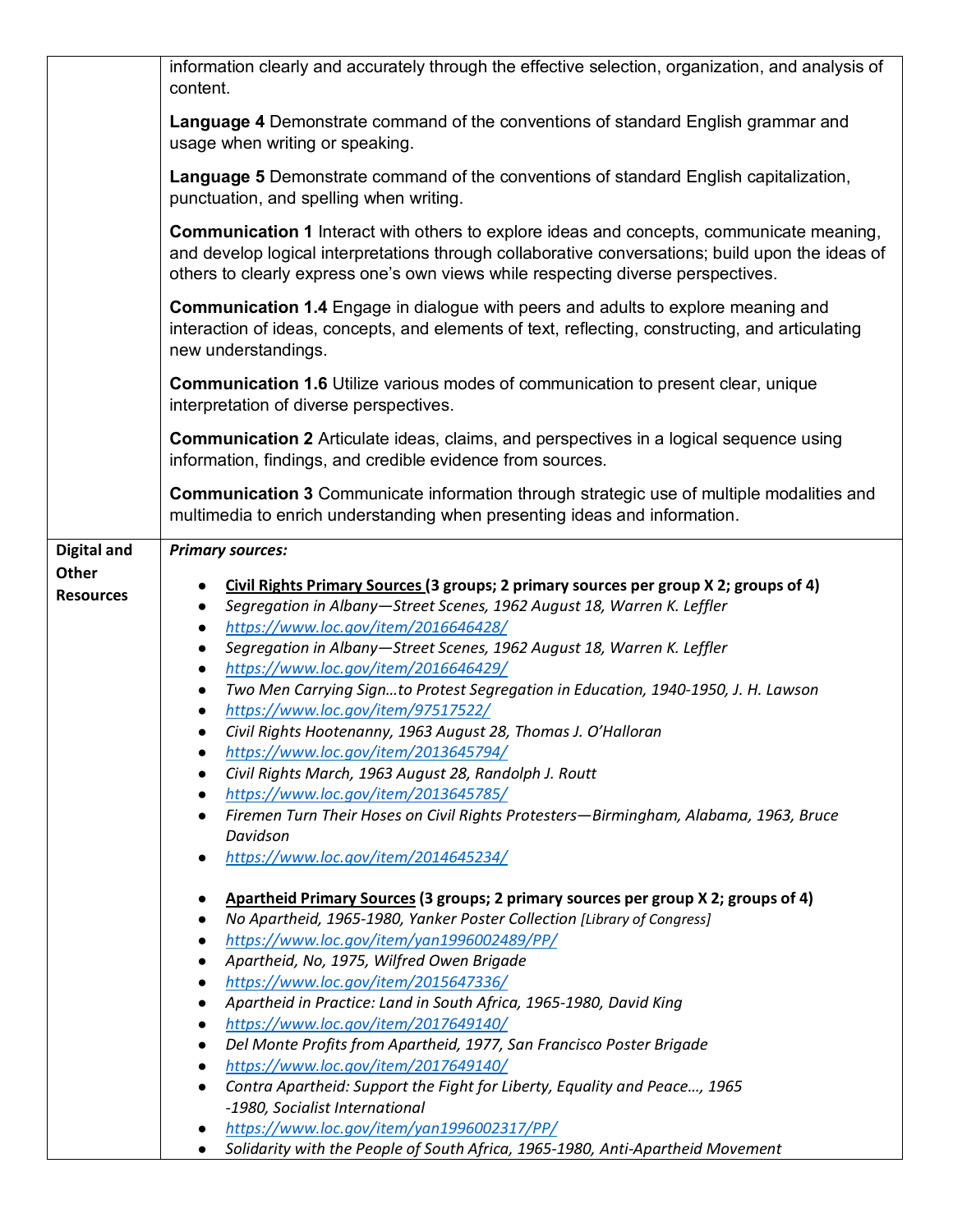| | |
|---|---|
| | information clearly and accurately through the effective selection, organization, and analysis of content.<br><br>**Language 4** Demonstrate command of the conventions of standard English grammar and usage when writing or speaking.<br><br>**Language 5** Demonstrate command of the conventions of standard English capitalization, punctuation, and spelling when writing.<br><br>**Communication 1** Interact with others to explore ideas and concepts, communicate meaning, and develop logical interpretations through collaborative conversations; build upon the ideas of others to clearly express one's own views while respecting diverse perspectives.<br><br>**Communication 1.4** Engage in dialogue with peers and adults to explore meaning and interaction of ideas, concepts, and elements of text, reflecting, constructing, and articulating new understandings.<br><br>**Communication 1.6** Utilize various modes of communication to present clear, unique interpretation of diverse perspectives.<br><br>**Communication 2** Articulate ideas, claims, and perspectives in a logical sequence using information, findings, and credible evidence from sources.<br><br>**Communication 3** Communicate information through strategic use of multiple modalities and multimedia to enrich understanding when presenting ideas and information. |
| **Digital and Other Resources** | ***Primary sources:***<br><br>• **Civil Rights Primary Sources (3 groups; 2 primary sources per group X 2; groups of 4)**<br>• *Segregation in Albany—Street Scenes, 1962 August 18, Warren K. Leffler*<br>• *https://www.loc.gov/item/2016646428/*<br>• *Segregation in Albany—Street Scenes, 1962 August 18, Warren K. Leffler*<br>• *https://www.loc.gov/item/2016646429/*<br>• *Two Men Carrying Sign…to Protest Segregation in Education, 1940-1950, J. H. Lawson*<br>• *https://www.loc.gov/item/97517522/*<br>• *Civil Rights Hootenanny, 1963 August 28, Thomas J. O'Halloran*<br>• *https://www.loc.gov/item/2013645794/*<br>• *Civil Rights March, 1963 August 28, Randolph J. Routt*<br>• *https://www.loc.gov/item/2013645785/*<br>• *Firemen Turn Their Hoses on Civil Rights Protesters—Birmingham, Alabama, 1963, Bruce Davidson*<br>• *https://www.loc.gov/item/2014645234/*<br><br>• **Apartheid Primary Sources (3 groups; 2 primary sources per group X 2; groups of 4)**<br>• *No Apartheid, 1965-1980, Yanker Poster Collection [Library of Congress]*<br>• *https://www.loc.gov/item/yan1996002489/PP/*<br>• *Apartheid, No, 1975, Wilfred Owen Brigade*<br>• *https://www.loc.gov/item/2015647336/*<br>• *Apartheid in Practice: Land in South Africa, 1965-1980, David King*<br>• *https://www.loc.gov/item/2017649140/*<br>• *Del Monte Profits from Apartheid, 1977, San Francisco Poster Brigade*<br>• *https://www.loc.gov/item/2017649140/*<br>• *Contra Apartheid: Support the Fight for Liberty, Equality and Peace…, 1965 -1980, Socialist International*<br>• *https://www.loc.gov/item/yan1996002317/PP/*<br>• *Solidarity with the People of South Africa, 1965-1980, Anti-Apartheid Movement* |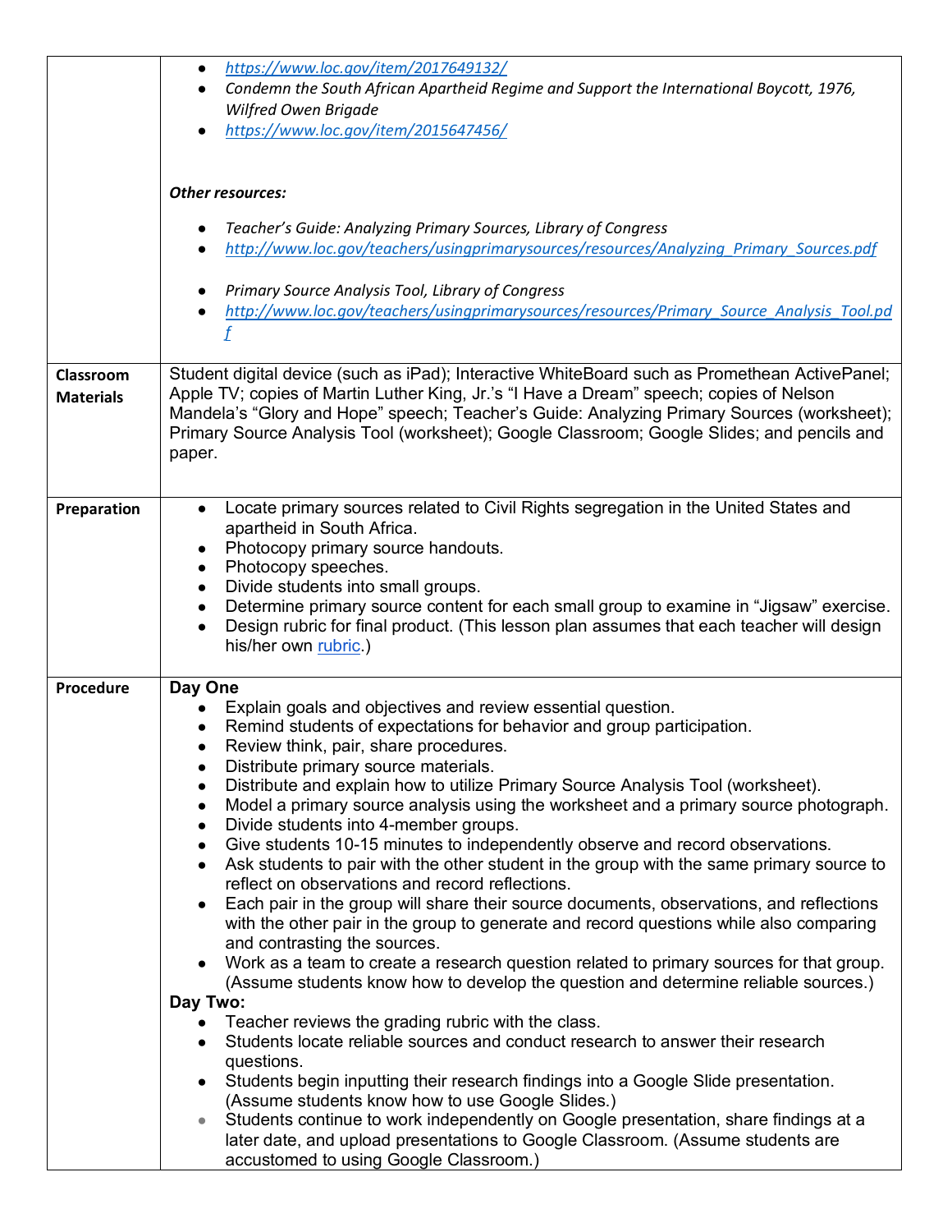| | |
|---|---|
| | <ul><li>https://www.loc.gov/item/2017649132/</li><li>*Condemn the South African Apartheid Regime and Support the International Boycott, 1976, Wilfred Owen Brigade*</li><li>https://www.loc.gov/item/2015647456/</li></ul>***Other resources:***<ul><li>*Teacher's Guide: Analyzing Primary Sources, Library of Congress*</li><li>http://www.loc.gov/teachers/usingprimarysources/resources/Analyzing_Primary_Sources.pdf</li></ul><ul><li>*Primary Source Analysis Tool, Library of Congress*</li><li>http://www.loc.gov/teachers/usingprimarysources/resources/Primary_Source_Analysis_Tool.pdf</li></ul> |
| **Classroom Materials** | Student digital device (such as iPad); Interactive WhiteBoard such as Promethean ActivePanel; Apple TV; copies of Martin Luther King, Jr.'s "I Have a Dream" speech; copies of Nelson Mandela's "Glory and Hope" speech; Teacher's Guide: Analyzing Primary Sources (worksheet); Primary Source Analysis Tool (worksheet); Google Classroom; Google Slides; and pencils and paper. |
| **Preparation** | <ul><li>Locate primary sources related to Civil Rights segregation in the United States and apartheid in South Africa.</li><li>Photocopy primary source handouts.</li><li>Photocopy speeches.</li><li>Divide students into small groups.</li><li>Determine primary source content for each small group to examine in "Jigsaw" exercise.</li><li>Design rubric for final product. (This lesson plan assumes that each teacher will design his/her own rubric.)</li></ul> |
| **Procedure** | **Day One**<ul><li>Explain goals and objectives and review essential question.</li><li>Remind students of expectations for behavior and group participation.</li><li>Review think, pair, share procedures.</li><li>Distribute primary source materials.</li><li>Distribute and explain how to utilize Primary Source Analysis Tool (worksheet).</li><li>Model a primary source analysis using the worksheet and a primary source photograph.</li><li>Divide students into 4-member groups.</li><li>Give students 10-15 minutes to independently observe and record observations.</li><li>Ask students to pair with the other student in the group with the same primary source to reflect on observations and record reflections.</li><li>Each pair in the group will share their source documents, observations, and reflections with the other pair in the group to generate and record questions while also comparing and contrasting the sources.</li><li>Work as a team to create a research question related to primary sources for that group. (Assume students know how to develop the question and determine reliable sources.)</li></ul>**Day Two:**<ul><li>Teacher reviews the grading rubric with the class.</li><li>Students locate reliable sources and conduct research to answer their research questions.</li><li>Students begin inputting their research findings into a Google Slide presentation. (Assume students know how to use Google Slides.)</li><li>Students continue to work independently on Google presentation, share findings at a later date, and upload presentations to Google Classroom. (Assume students are accustomed to using Google Classroom.)</li></ul> |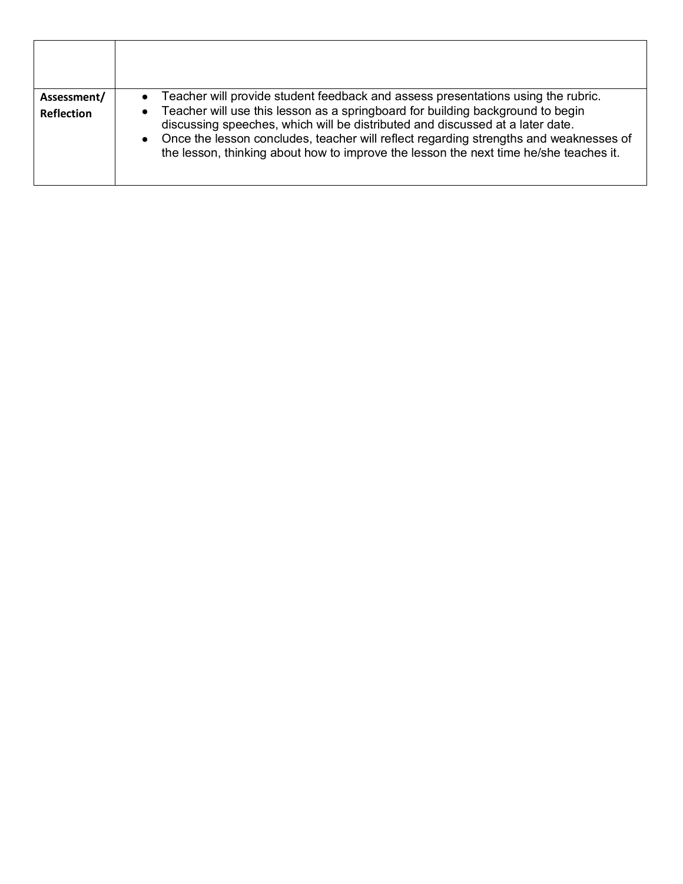| | |
|---|---|
| | |
| **Assessment/ Reflection** | • Teacher will provide student feedback and assess presentations using the rubric.<br>• Teacher will use this lesson as a springboard for building background to begin discussing speeches, which will be distributed and discussed at a later date.<br>• Once the lesson concludes, teacher will reflect regarding strengths and weaknesses of the lesson, thinking about how to improve the lesson the next time he/she teaches it. |